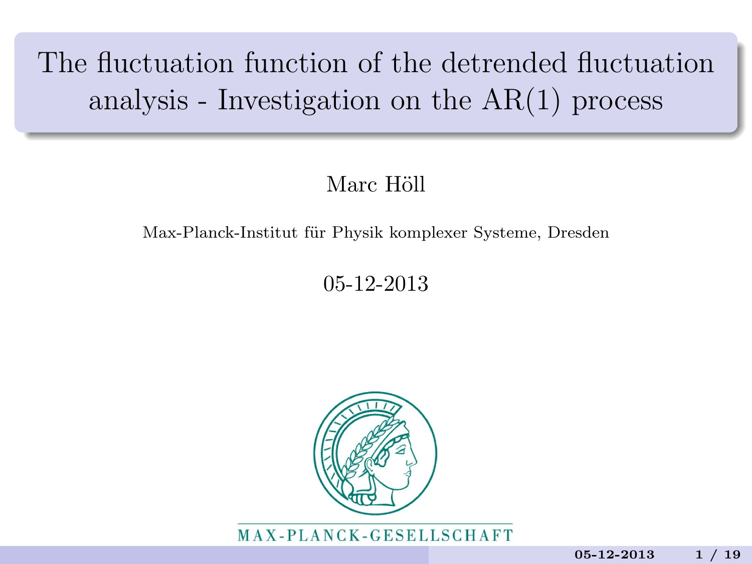# The fluctuation function of the detrended fluctuation analysis - Investigation on the AR(1) process

Marc Höll

Max-Planck-Institut für Physik komplexer Systeme, Dresden

05-12-2013

MAX-PLANCK-GESELLSCHAFT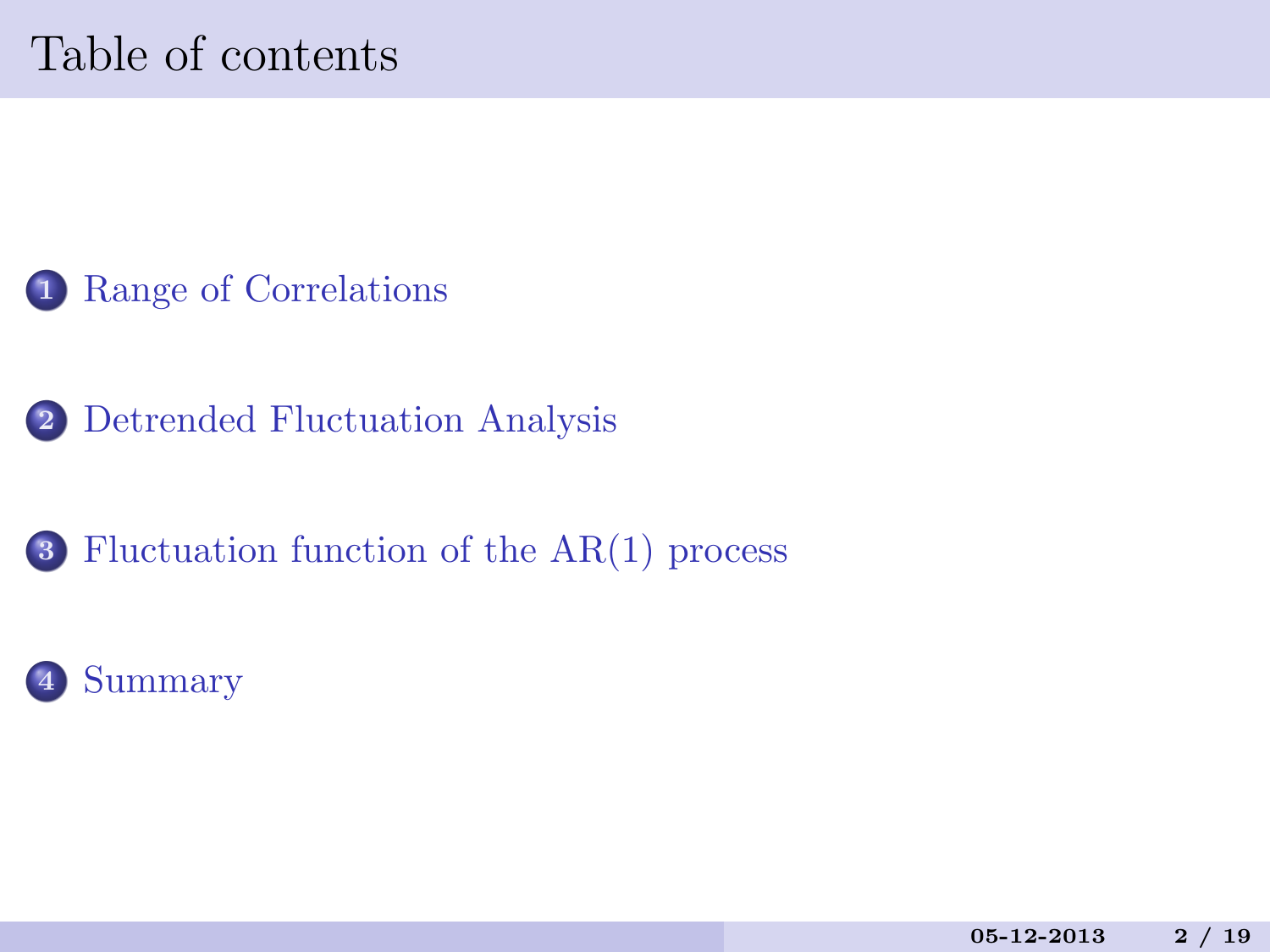# Table of contents

1. Range of Correlations
2. Detrended Fluctuation Analysis
3. Fluctuation function of the AR(1) process
4. Summary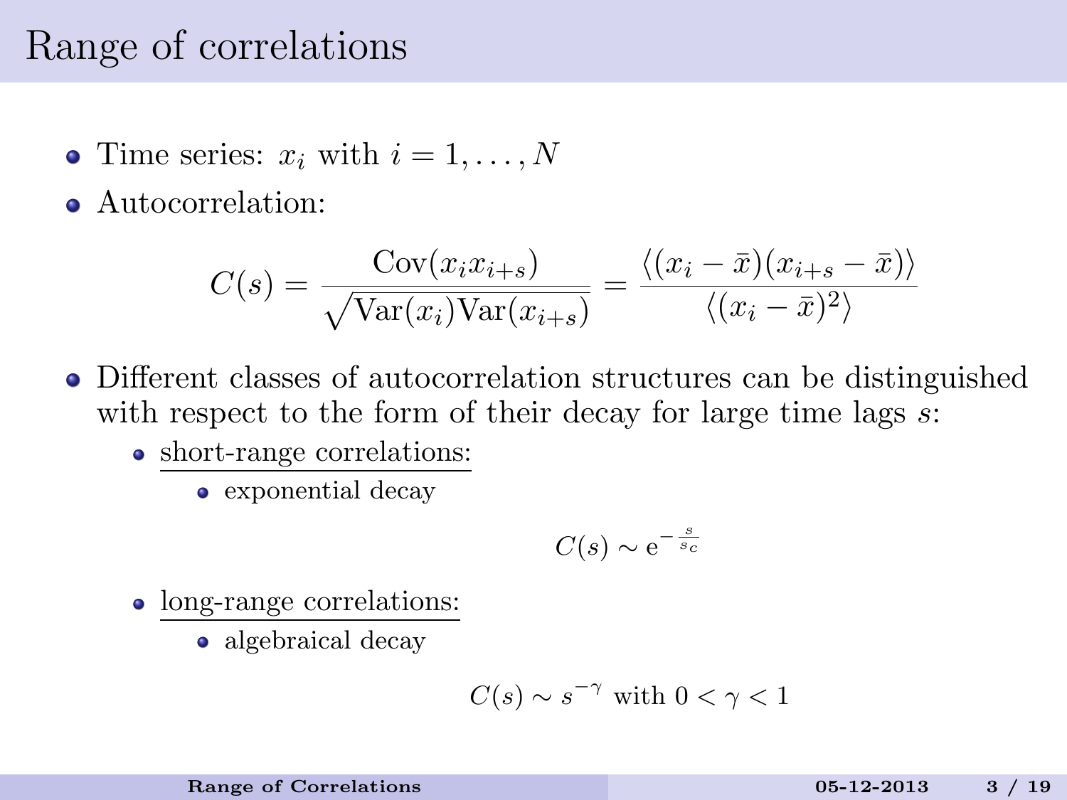# Range of correlations

- Time series: $x_i$ with $i = 1, \ldots, N$
- Autocorrelation:

$$C(s) = \frac{\mathrm{Cov}(x_i x_{i+s})}{\sqrt{\mathrm{Var}(x_i)\mathrm{Var}(x_{i+s})}} = \frac{\langle (x_i - \bar{x})(x_{i+s} - \bar{x}) \rangle}{\langle (x_i - \bar{x})^2 \rangle}$$

- Different classes of autocorrelation structures can be distinguished with respect to the form of their decay for large time lags $s$:
  - <u>short-range correlations:</u>
    - exponential decay

$$C(s) \sim \mathrm{e}^{-\frac{s}{s_c}}$$

  - <u>long-range correlations:</u>
    - algebraical decay

$$C(s) \sim s^{-\gamma} \text{ with } 0 < \gamma < 1$$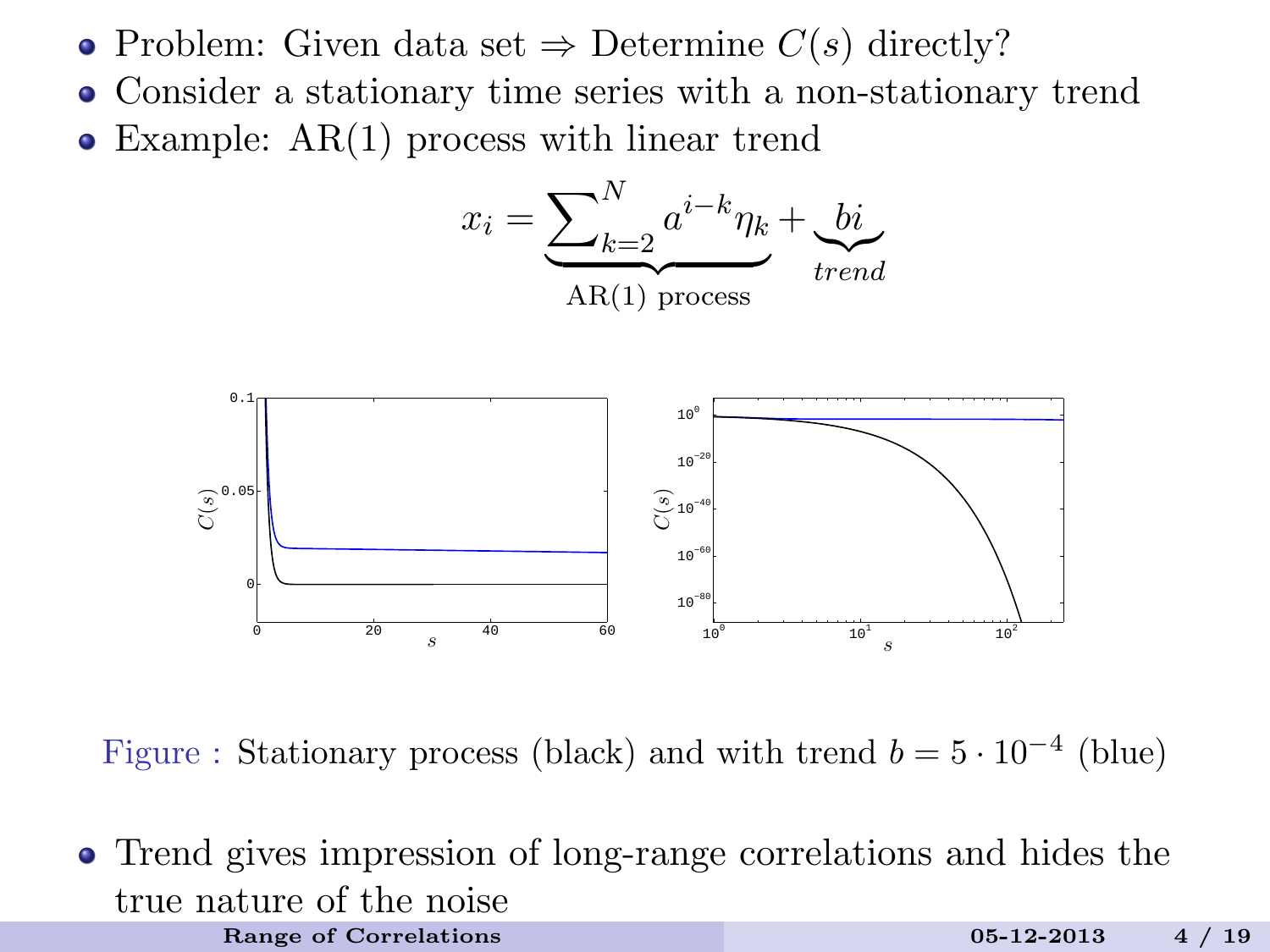- Problem: Given data set ⇒ Determine $C(s)$ directly?
- Consider a stationary time series with a non-stationary trend
- Example: AR(1) process with linear trend

$$x_i = \underbrace{\sum\nolimits_{k=2}^{N} a^{i-k}\eta_k}_{\text{AR(1) process}} + \underbrace{bi}_{trend}$$

Figure : Stationary process (black) and with trend $b = 5 \cdot 10^{-4}$ (blue)

- Trend gives impression of long-range correlations and hides the true nature of the noise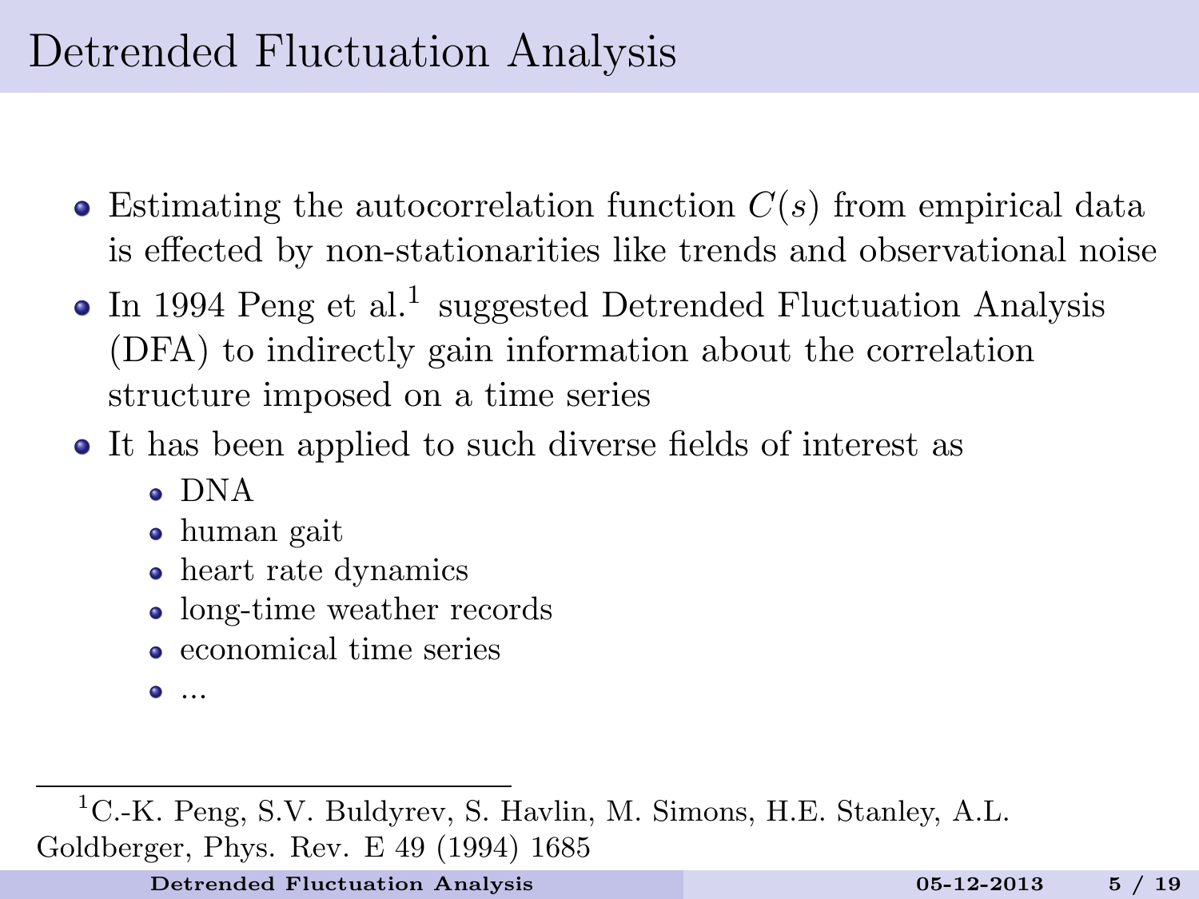# Detrended Fluctuation Analysis

- Estimating the autocorrelation function $C(s)$ from empirical data is effected by non-stationarities like trends and observational noise
- In 1994 Peng et al.[1] suggested Detrended Fluctuation Analysis (DFA) to indirectly gain information about the correlation structure imposed on a time series
- It has been applied to such diverse fields of interest as
  - DNA
  - human gait
  - heart rate dynamics
  - long-time weather records
  - economical time series
  - ...

[1] C.-K. Peng, S.V. Buldyrev, S. Havlin, M. Simons, H.E. Stanley, A.L. Goldberger, Phys. Rev. E 49 (1994) 1685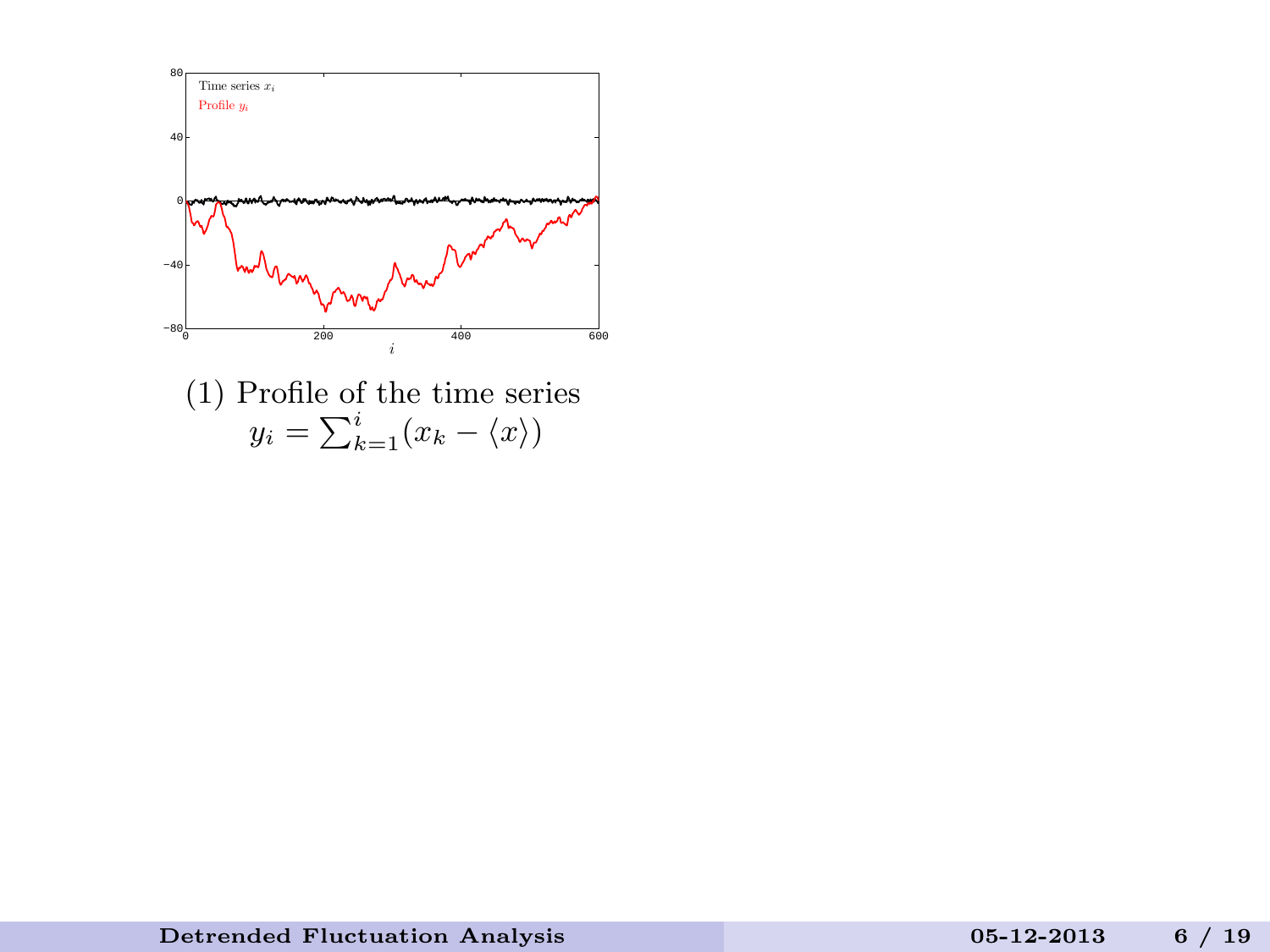(1) Profile of the time series
$$y_i = \sum_{k=1}^{i}(x_k - \langle x \rangle)$$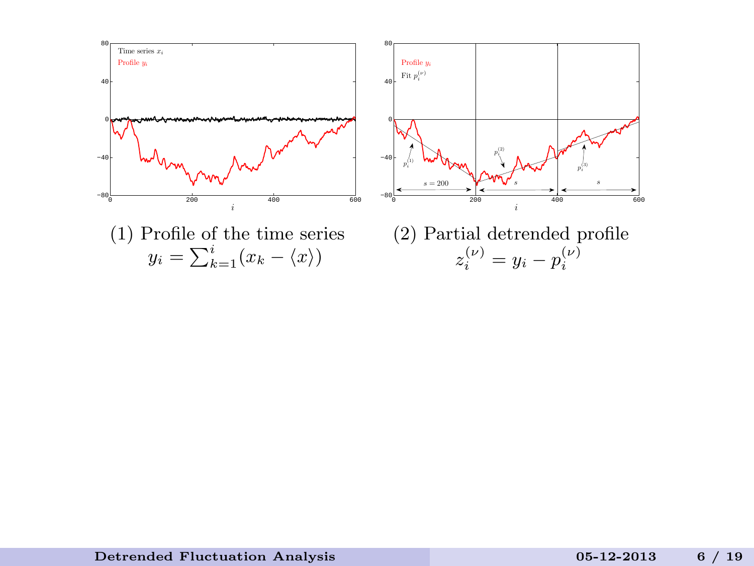(1) Profile of the time series
$y_i = \sum_{k=1}^{i}(x_k - \langle x \rangle)$

(2) Partial detrended profile
$z_i^{(\nu)} = y_i - p_i^{(\nu)}$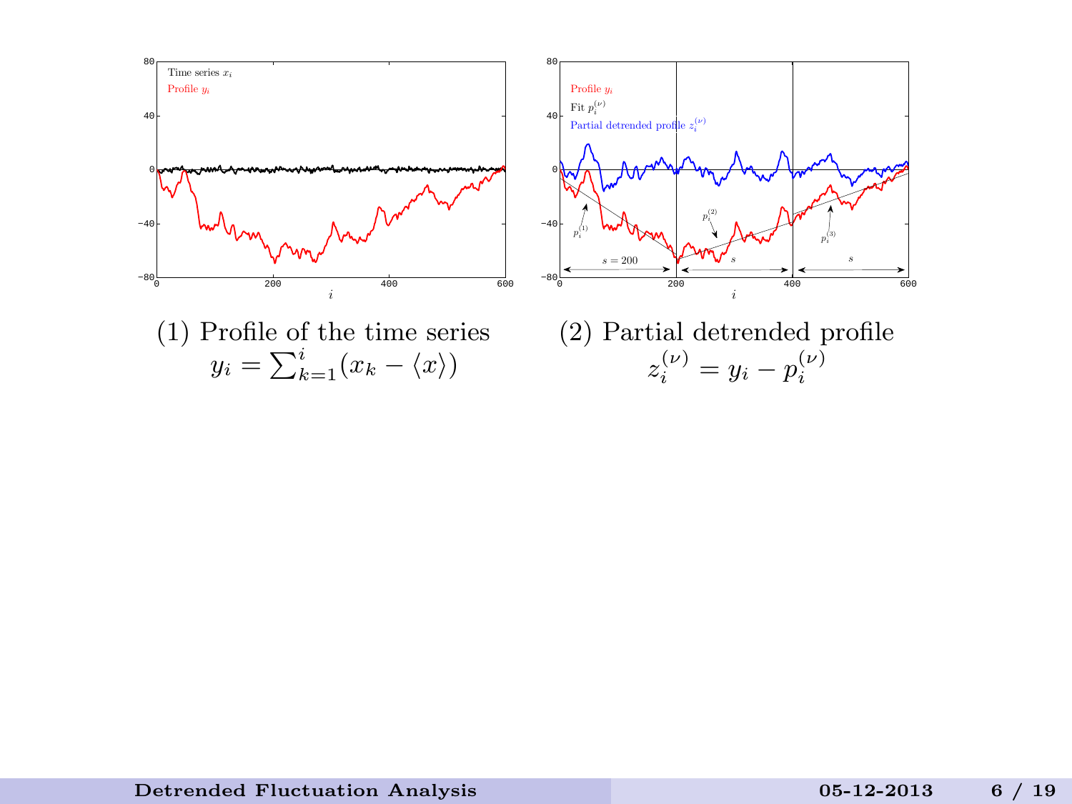(1) Profile of the time series
$y_i = \sum_{k=1}^{i}(x_k - \langle x \rangle)$

(2) Partial detrended profile
$z_i^{(\nu)} = y_i - p_i^{(\nu)}$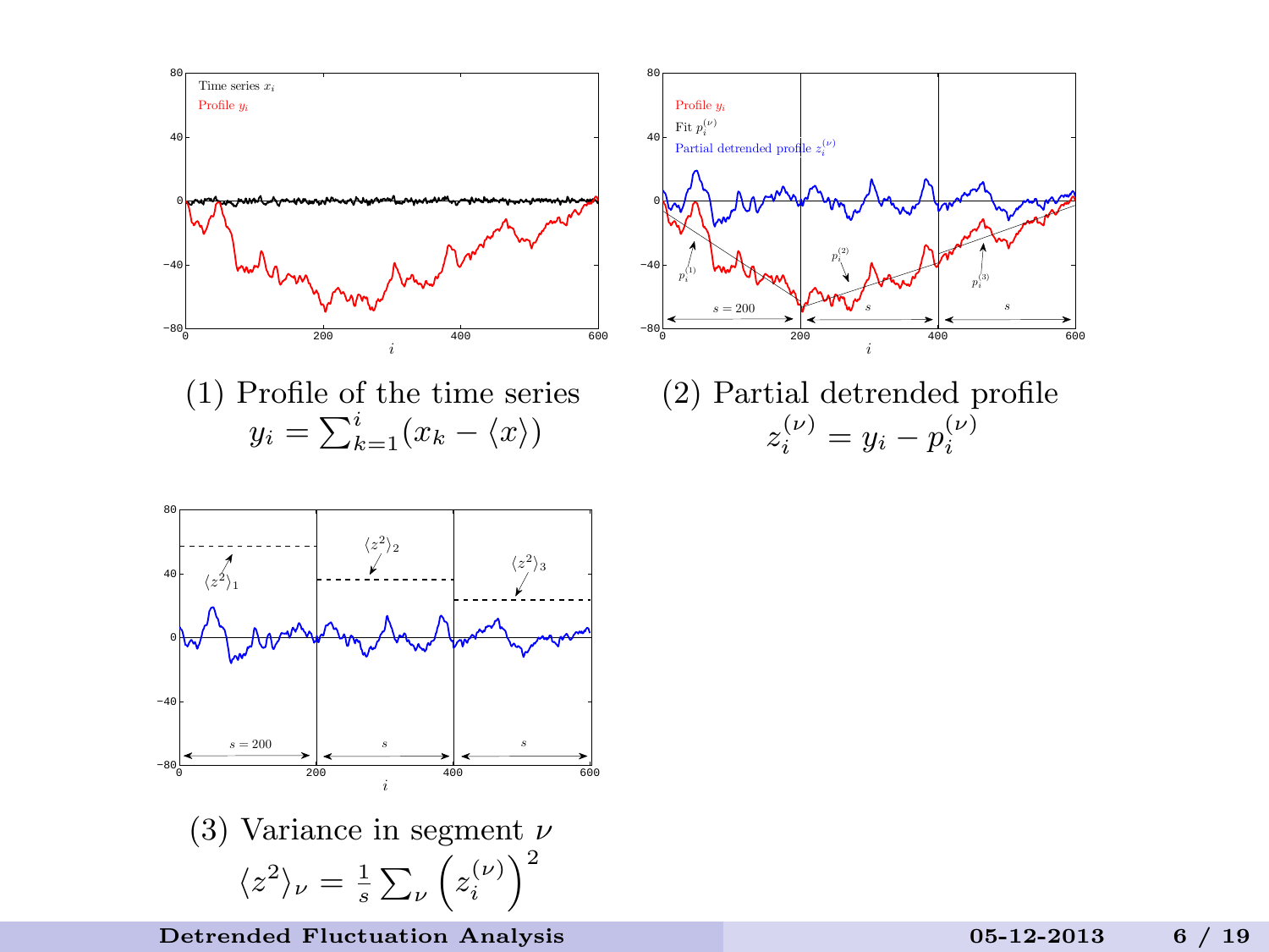(1) Profile of the time series

$$y_i = \sum_{k=1}^{i} (x_k - \langle x \rangle)$$

(2) Partial detrended profile

$$z_i^{(\nu)} = y_i - p_i^{(\nu)}$$

(3) Variance in segment $\nu$

$$\langle z^2 \rangle_\nu = \frac{1}{s} \sum_\nu \left( z_i^{(\nu)} \right)^2$$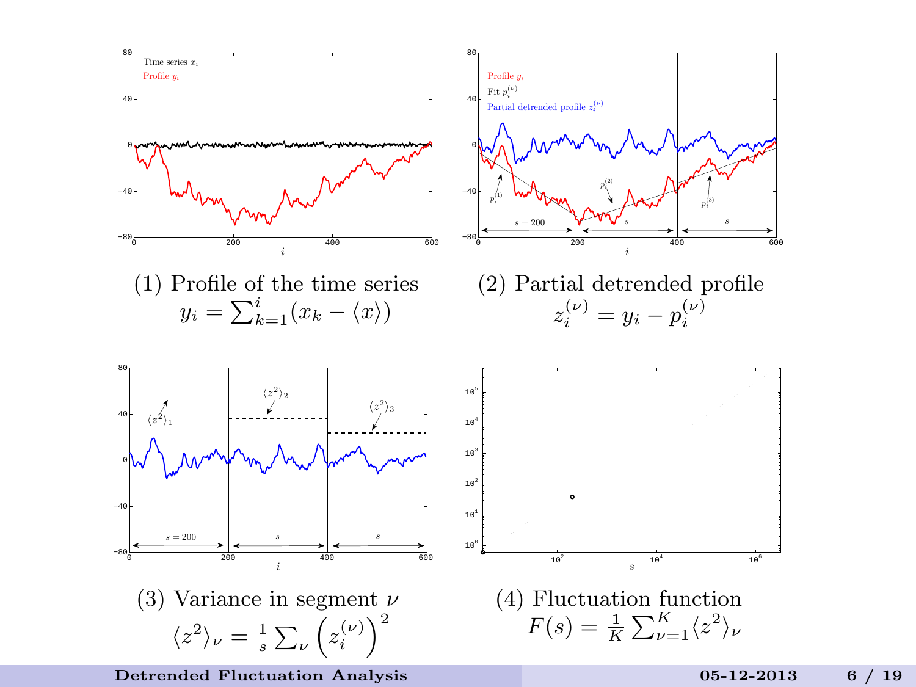(1) Profile of the time series

$$y_i = \sum_{k=1}^{i}(x_k - \langle x \rangle)$$

(2) Partial detrended profile

$$z_i^{(\nu)} = y_i - p_i^{(\nu)}$$

(3) Variance in segment $\nu$

$$\langle z^2 \rangle_\nu = \frac{1}{s}\sum_\nu \left(z_i^{(\nu)}\right)^2$$

(4) Fluctuation function

$$F(s) = \frac{1}{K}\sum_{\nu=1}^{K}\langle z^2 \rangle_\nu$$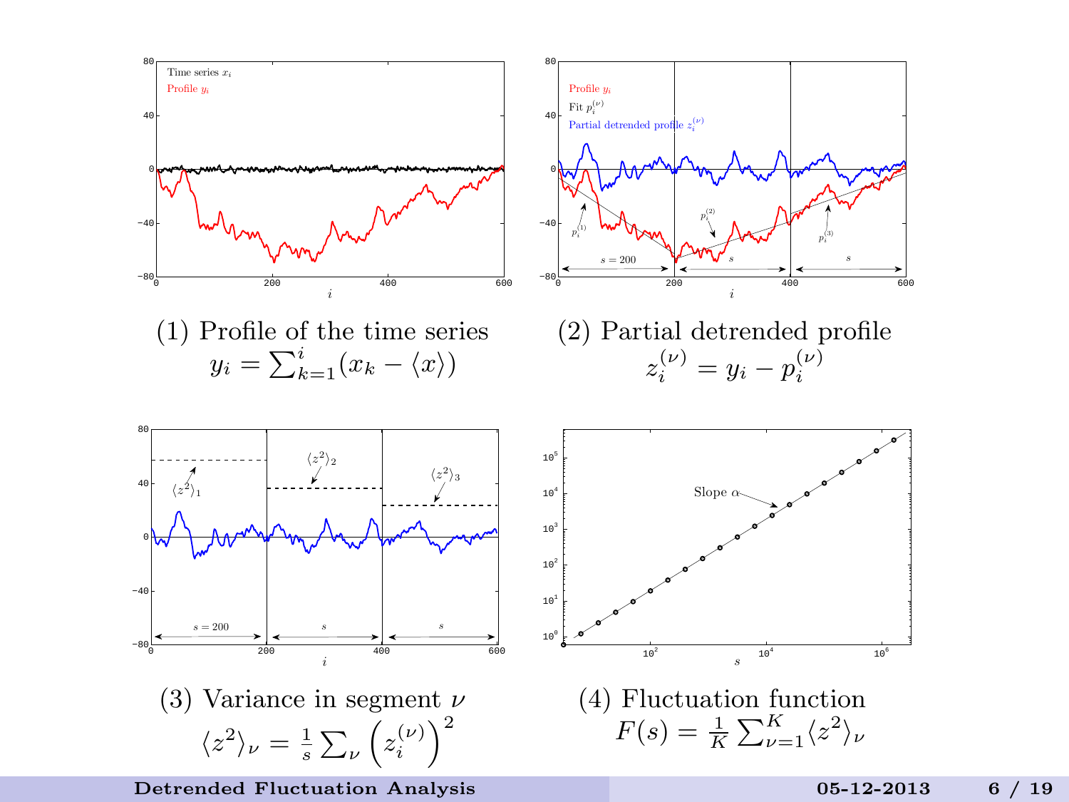(1) Profile of the time series
$$y_i = \sum_{k=1}^{i}(x_k - \langle x \rangle)$$

(2) Partial detrended profile
$$z_i^{(\nu)} = y_i - p_i^{(\nu)}$$

(3) Variance in segment $\nu$
$$\langle z^2 \rangle_\nu = \frac{1}{s} \sum_\nu \left( z_i^{(\nu)} \right)^2$$

(4) Fluctuation function
$$F(s) = \frac{1}{K} \sum_{\nu=1}^{K} \langle z^2 \rangle_\nu$$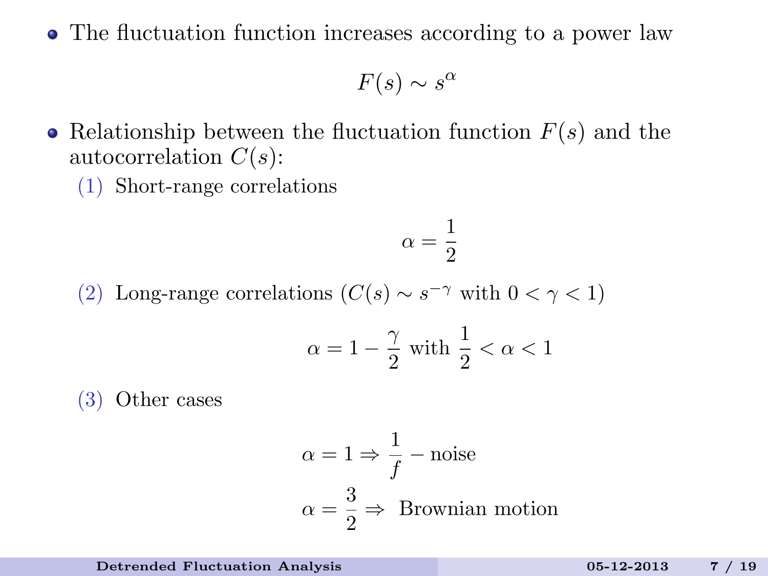- The fluctuation function increases according to a power law

$$F(s) \sim s^{\alpha}$$

- Relationship between the fluctuation function $F(s)$ and the autocorrelation $C(s)$:
  1. Short-range correlations

  $$\alpha = \frac{1}{2}$$

  2. Long-range correlations ($C(s) \sim s^{-\gamma}$ with $0 < \gamma < 1$)

  $$\alpha = 1 - \frac{\gamma}{2} \text{ with } \frac{1}{2} < \alpha < 1$$

  3. Other cases

  $$\alpha = 1 \Rightarrow \frac{1}{f} - \text{noise}$$

  $$\alpha = \frac{3}{2} \Rightarrow \text{ Brownian motion}$$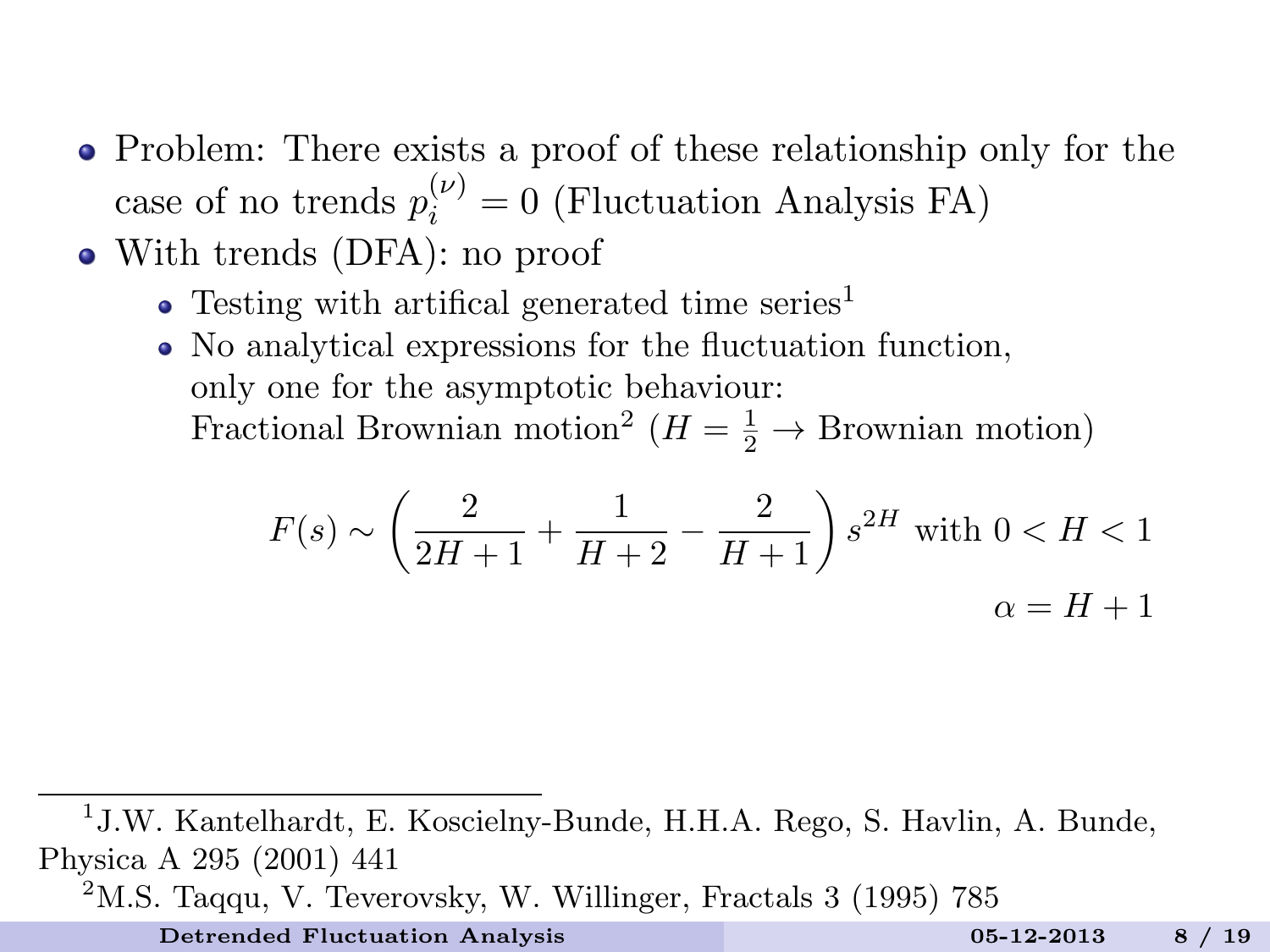- Problem: There exists a proof of these relationship only for the case of no trends $p_i^{(\nu)} = 0$ (Fluctuation Analysis FA)
- With trends (DFA): no proof
  - Testing with artifical generated time series[1]
  - No analytical expressions for the fluctuation function, only one for the asymptotic behaviour: Fractional Brownian motion[2] ($H = \frac{1}{2} \rightarrow$ Brownian motion)

$$F(s) \sim \left( \frac{2}{2H+1} + \frac{1}{H+2} - \frac{2}{H+1} \right) s^{2H} \text{ with } 0 < H < 1$$

$$\alpha = H + 1$$

[1] J.W. Kantelhardt, E. Koscielny-Bunde, H.H.A. Rego, S. Havlin, A. Bunde, Physica A 295 (2001) 441

[2] M.S. Taqqu, V. Teverovsky, W. Willinger, Fractals 3 (1995) 785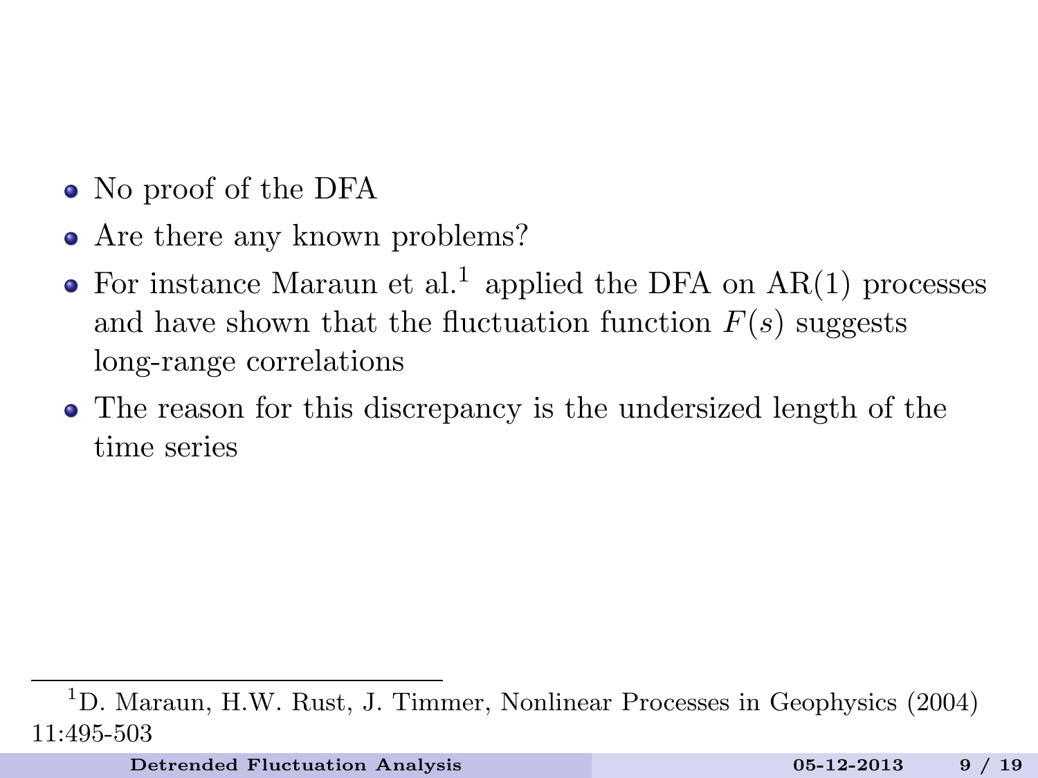- No proof of the DFA
- Are there any known problems?
- For instance Maraun et al.[1] applied the DFA on AR(1) processes and have shown that the fluctuation function $F(s)$ suggests long-range correlations
- The reason for this discrepancy is the undersized length of the time series

[1] D. Maraun, H.W. Rust, J. Timmer, Nonlinear Processes in Geophysics (2004) 11:495-503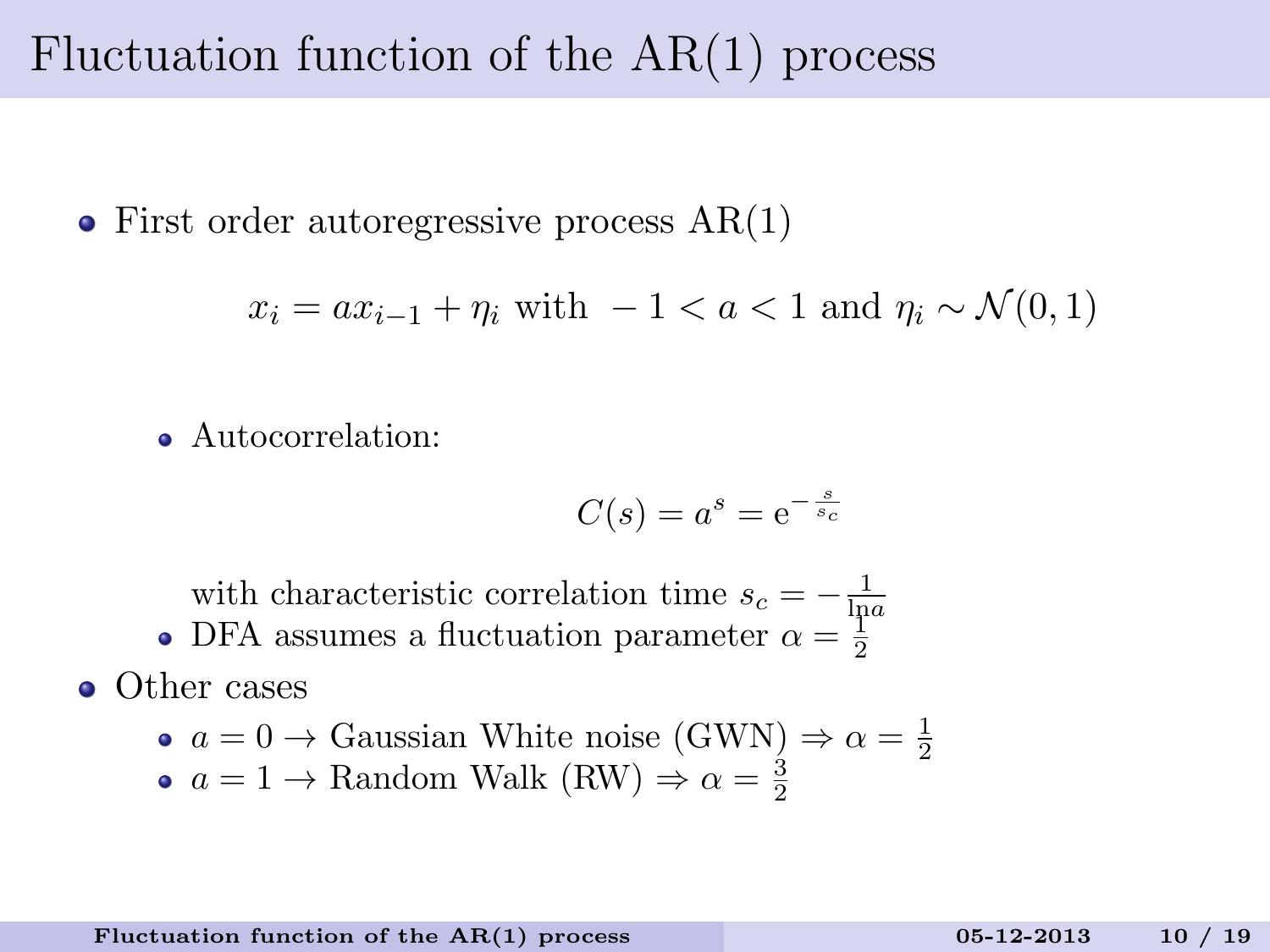# Fluctuation function of the AR(1) process

- First order autoregressive process AR(1)

$$x_i = a x_{i-1} + \eta_i \text{ with } -1 < a < 1 \text{ and } \eta_i \sim \mathcal{N}(0,1)$$

  - Autocorrelation:

$$C(s) = a^s = \mathrm{e}^{-\frac{s}{s_c}}$$

    with characteristic correlation time $s_c = -\frac{1}{\ln a}$
  - DFA assumes a fluctuation parameter $\alpha = \frac{1}{2}$
- Other cases
  - $a = 0 \rightarrow$ Gaussian White noise (GWN) $\Rightarrow \alpha = \frac{1}{2}$
  - $a = 1 \rightarrow$ Random Walk (RW) $\Rightarrow \alpha = \frac{3}{2}$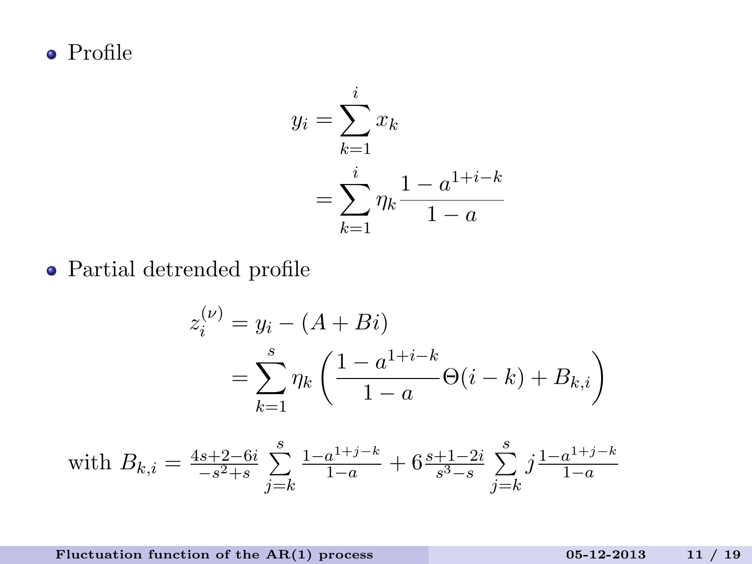- Profile

$$
\begin{aligned}
y_i &= \sum_{k=1}^{i} x_k \\
&= \sum_{k=1}^{i} \eta_k \frac{1 - a^{1+i-k}}{1 - a}
\end{aligned}
$$

- Partial detrended profile

$$
\begin{aligned}
z_i^{(\nu)} &= y_i - (A + Bi) \\
&= \sum_{k=1}^{s} \eta_k \left( \frac{1 - a^{1+i-k}}{1 - a} \Theta(i - k) + B_{k,i} \right)
\end{aligned}
$$

with $B_{k,i} = \frac{4s+2-6i}{-s^2+s} \sum_{j=k}^{s} \frac{1-a^{1+j-k}}{1-a} + 6 \frac{s+1-2i}{s^3-s} \sum_{j=k}^{s} j \frac{1-a^{1+j-k}}{1-a}$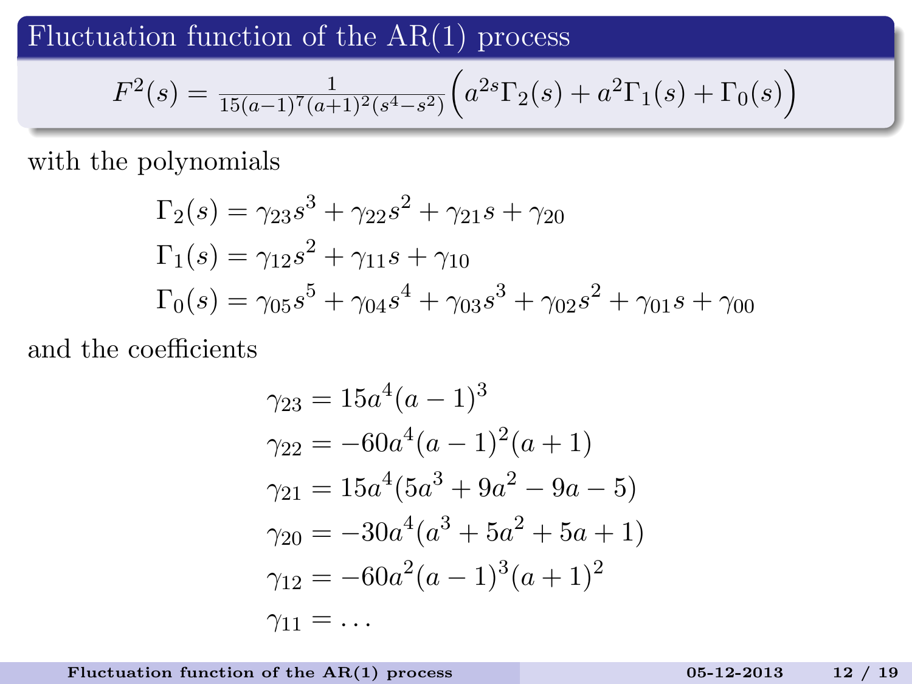## Fluctuation function of the AR(1) process

$$F^2(s) = \frac{1}{15(a-1)^7(a+1)^2(s^4-s^2)}\Big(a^{2s}\Gamma_2(s) + a^2\Gamma_1(s) + \Gamma_0(s)\Big)$$

with the polynomials

$$\begin{aligned}
\Gamma_2(s) &= \gamma_{23}s^3 + \gamma_{22}s^2 + \gamma_{21}s + \gamma_{20} \\
\Gamma_1(s) &= \gamma_{12}s^2 + \gamma_{11}s + \gamma_{10} \\
\Gamma_0(s) &= \gamma_{05}s^5 + \gamma_{04}s^4 + \gamma_{03}s^3 + \gamma_{02}s^2 + \gamma_{01}s + \gamma_{00}
\end{aligned}$$

and the coefficients

$$\begin{aligned}
\gamma_{23} &= 15a^4(a-1)^3 \\
\gamma_{22} &= -60a^4(a-1)^2(a+1) \\
\gamma_{21} &= 15a^4(5a^3 + 9a^2 - 9a - 5) \\
\gamma_{20} &= -30a^4(a^3 + 5a^2 + 5a + 1) \\
\gamma_{12} &= -60a^2(a-1)^3(a+1)^2 \\
\gamma_{11} &= \dots
\end{aligned}$$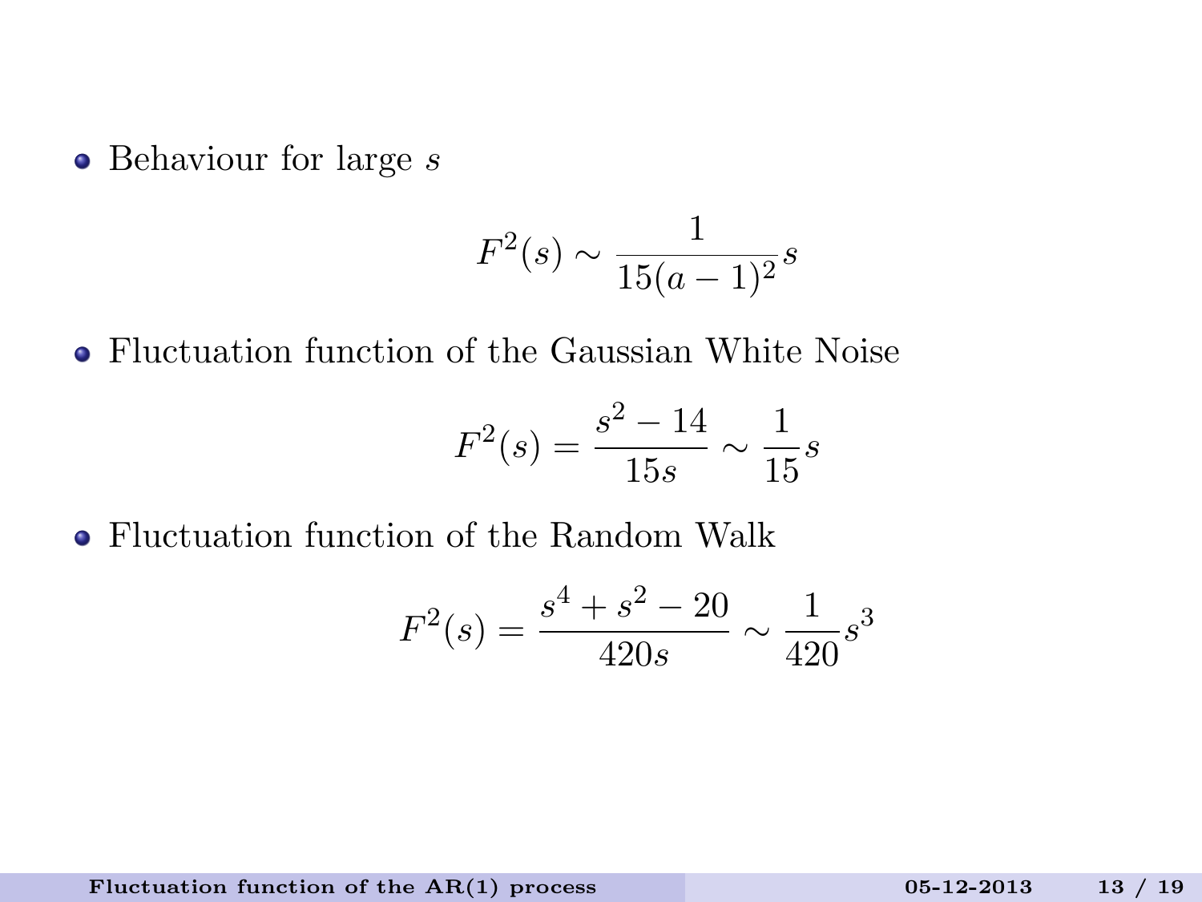- Behaviour for large $s$

$$F^2(s) \sim \frac{1}{15(a-1)^2} s$$

- Fluctuation function of the Gaussian White Noise

$$F^2(s) = \frac{s^2 - 14}{15s} \sim \frac{1}{15} s$$

- Fluctuation function of the Random Walk

$$F^2(s) = \frac{s^4 + s^2 - 20}{420s} \sim \frac{1}{420} s^3$$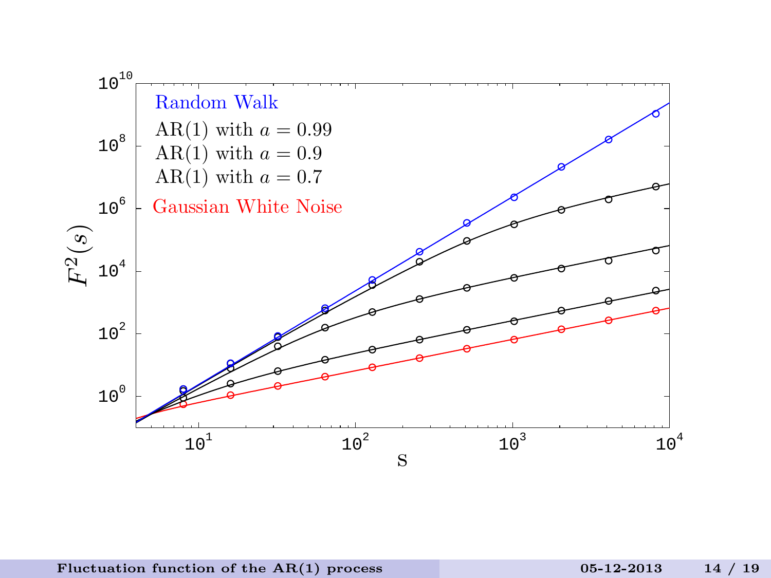Random Walk

AR(1) with $a = 0.99$

AR(1) with $a = 0.9$

AR(1) with $a = 0.7$

Gaussian White Noise

$F^2(s)$

S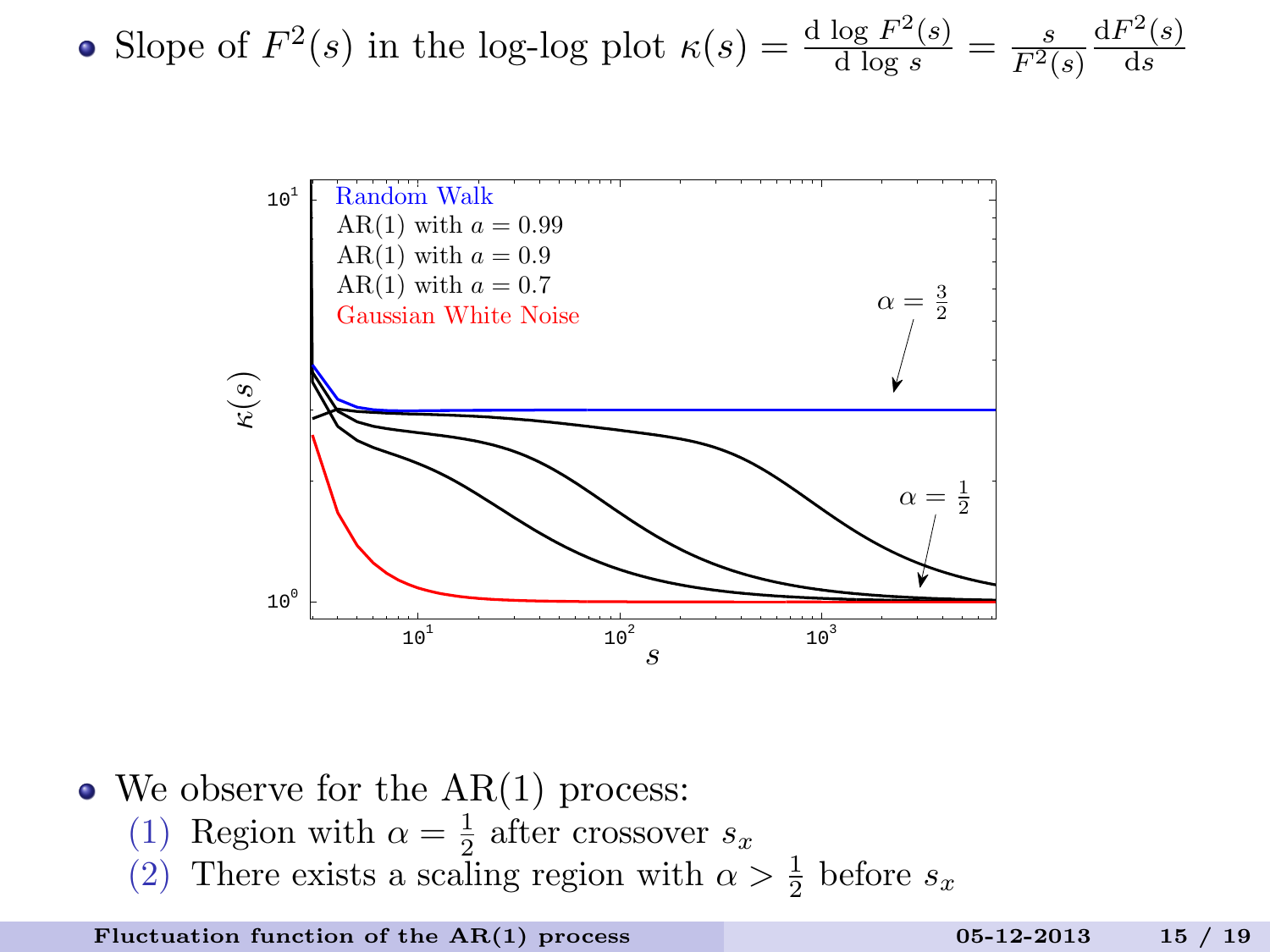- Slope of $F^2(s)$ in the log-log plot $\kappa(s) = \frac{\mathrm{d}\ \log\ F^2(s)}{\mathrm{d}\ \log\ s} = \frac{s}{F^2(s)} \frac{\mathrm{d}F^2(s)}{\mathrm{d}s}$

- We observe for the AR(1) process:
  1. Region with $\alpha = \frac{1}{2}$ after crossover $s_x$
  2. There exists a scaling region with $\alpha > \frac{1}{2}$ before $s_x$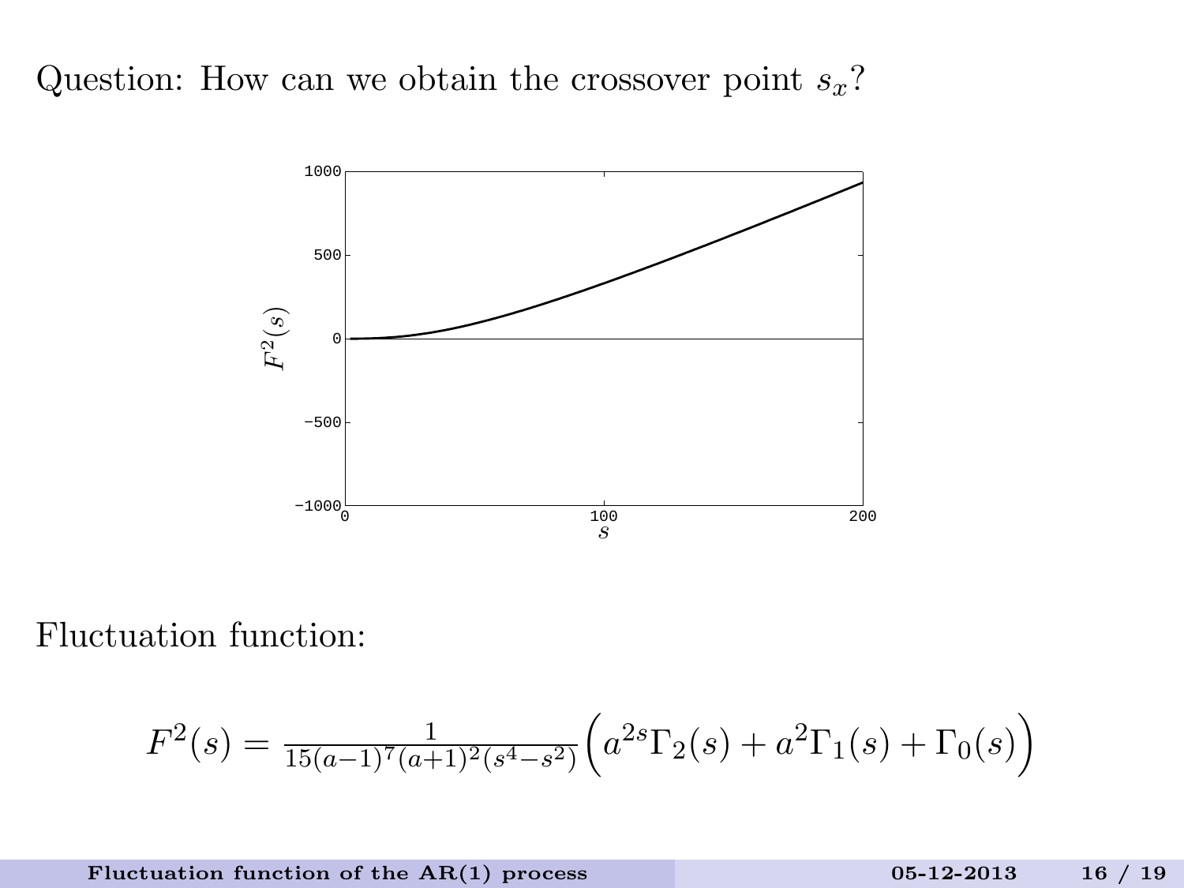Question: How can we obtain the crossover point $s_x$?

Fluctuation function:

$$F^2(s) = \frac{1}{15(a-1)^7(a+1)^2(s^4-s^2)}\left(a^{2s}\Gamma_2(s) + a^2\Gamma_1(s) + \Gamma_0(s)\right)$$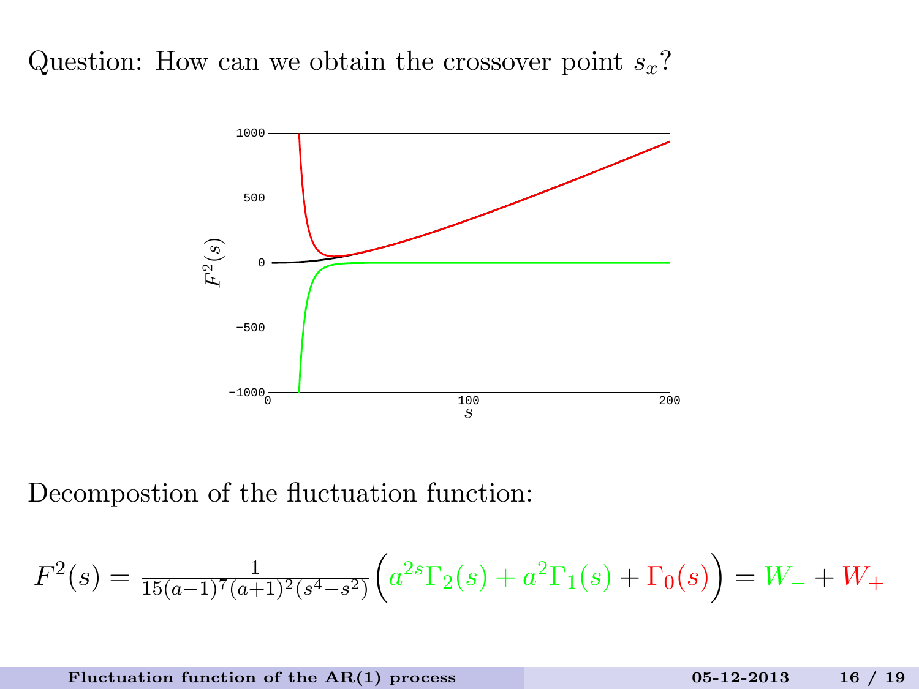Question: How can we obtain the crossover point $s_x$?

Decompostion of the fluctuation function:

$$F^2(s) = \frac{1}{15(a-1)^7(a+1)^2(s^4-s^2)}\Big(a^{2s}\Gamma_2(s) + a^2\Gamma_1(s) + \Gamma_0(s)\Big) = W_- + W_+$$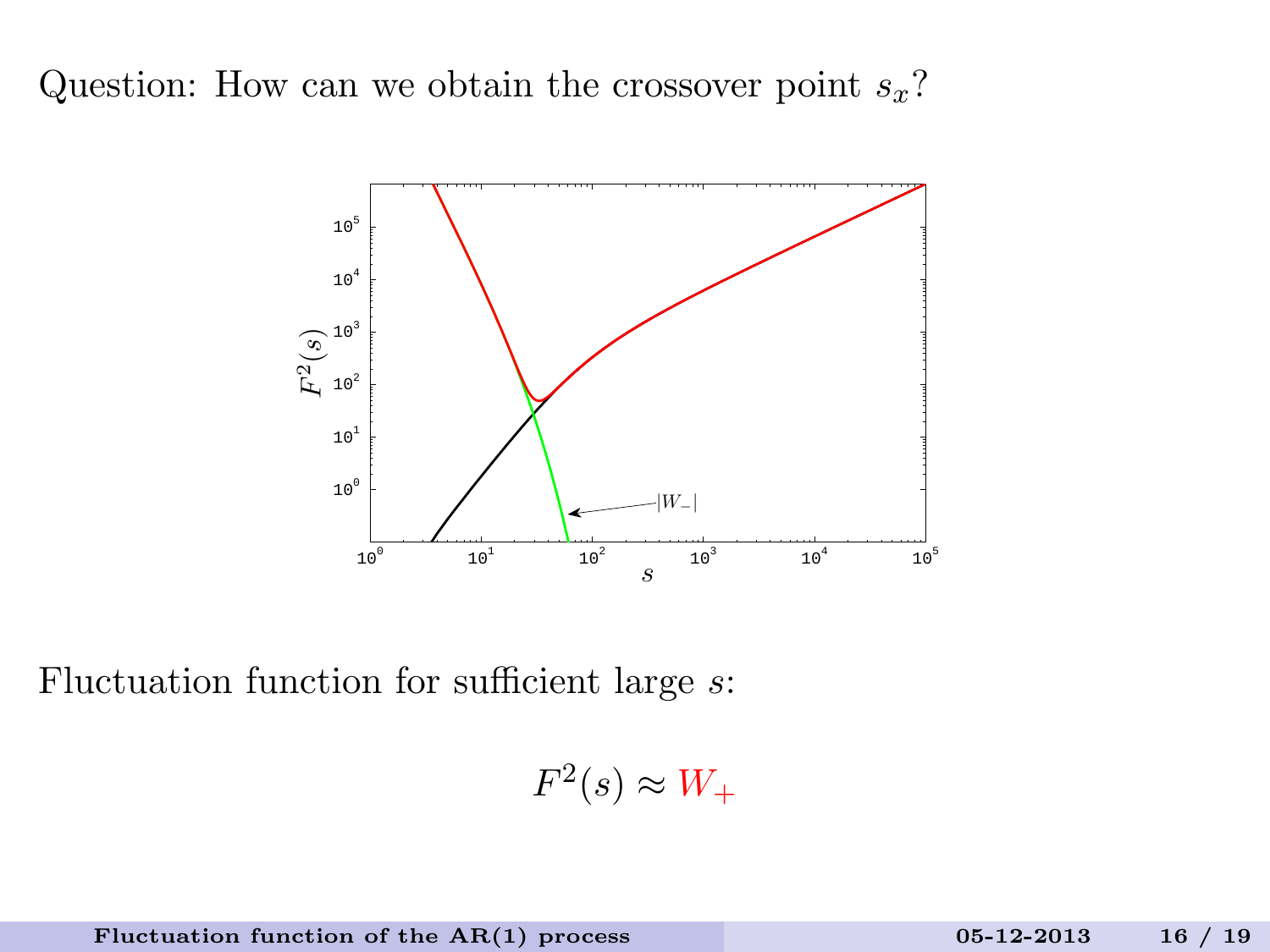Question: How can we obtain the crossover point $s_x$?

Fluctuation function for sufficient large $s$:

$$F^2(s) \approx W_+$$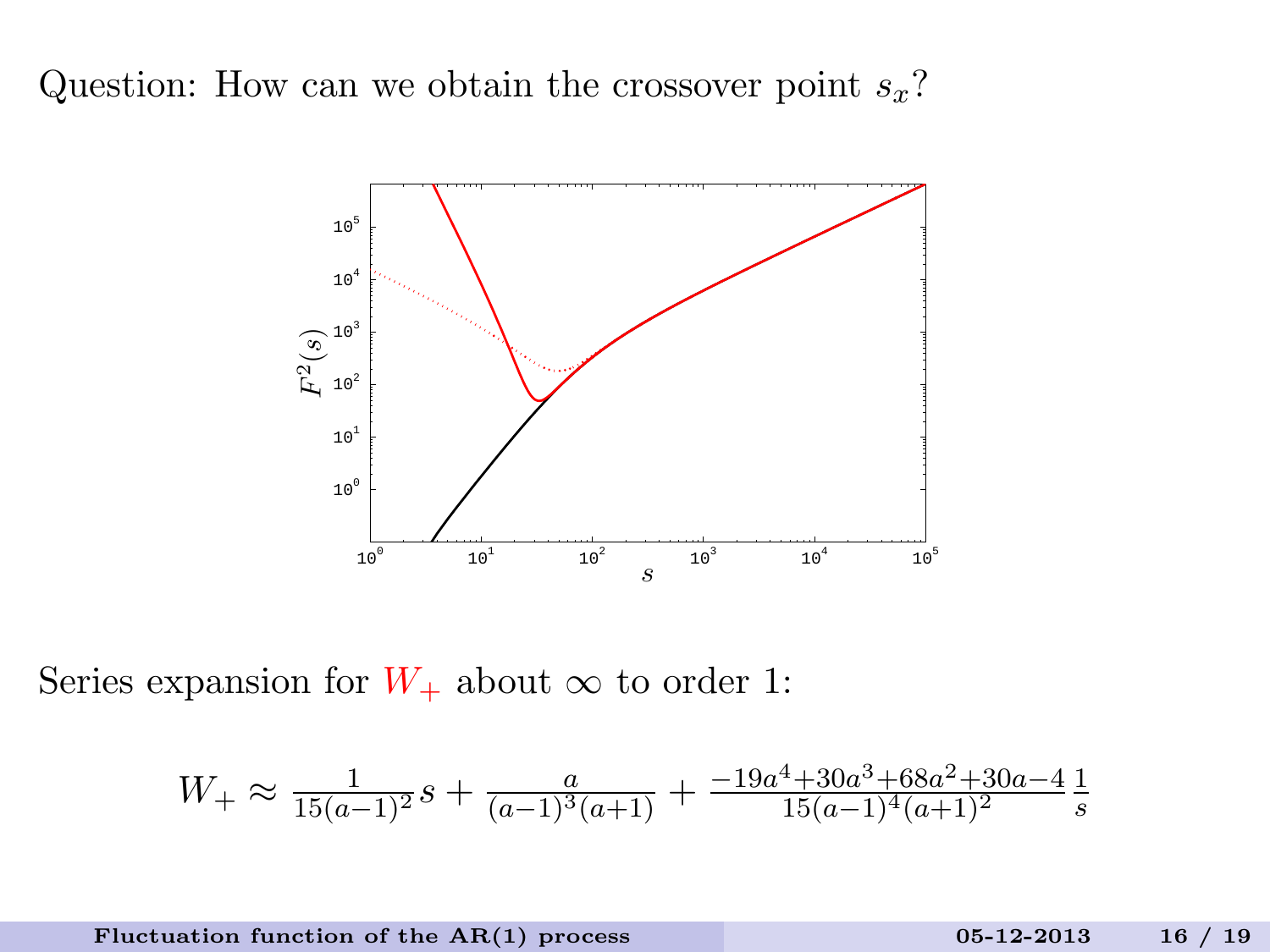Question: How can we obtain the crossover point $s_x$?

Series expansion for $W_+$ about $\infty$ to order 1:

$$W_+ \approx \frac{1}{15(a-1)^2} s + \frac{a}{(a-1)^3(a+1)} + \frac{-19a^4+30a^3+68a^2+30a-4}{15(a-1)^4(a+1)^2} \frac{1}{s}$$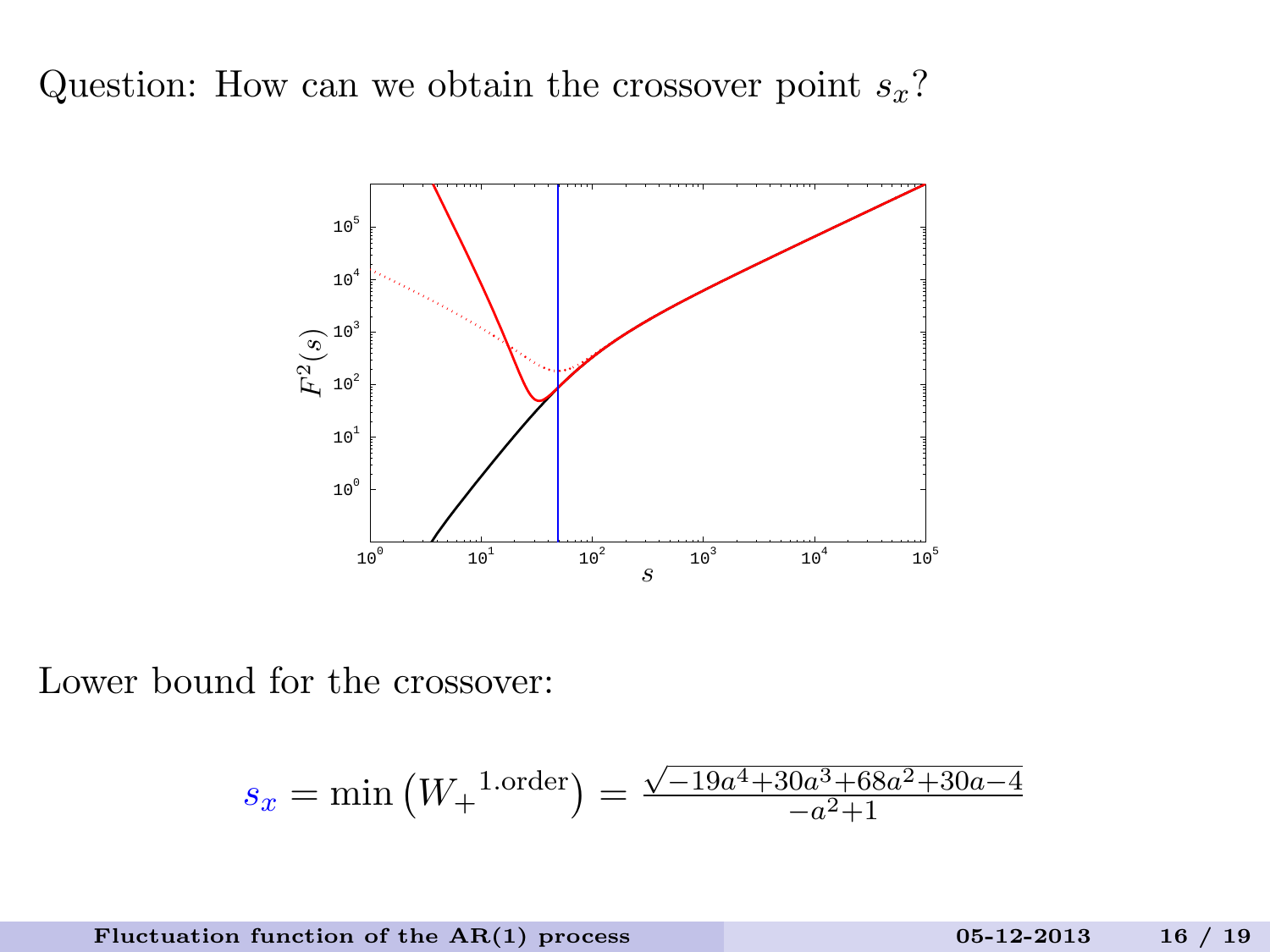Question: How can we obtain the crossover point $s_x$?

Lower bound for the crossover:

$$s_x = \min\left({W_+}^{1.\text{order}}\right) = \frac{\sqrt{-19a^4+30a^3+68a^2+30a-4}}{-a^2+1}$$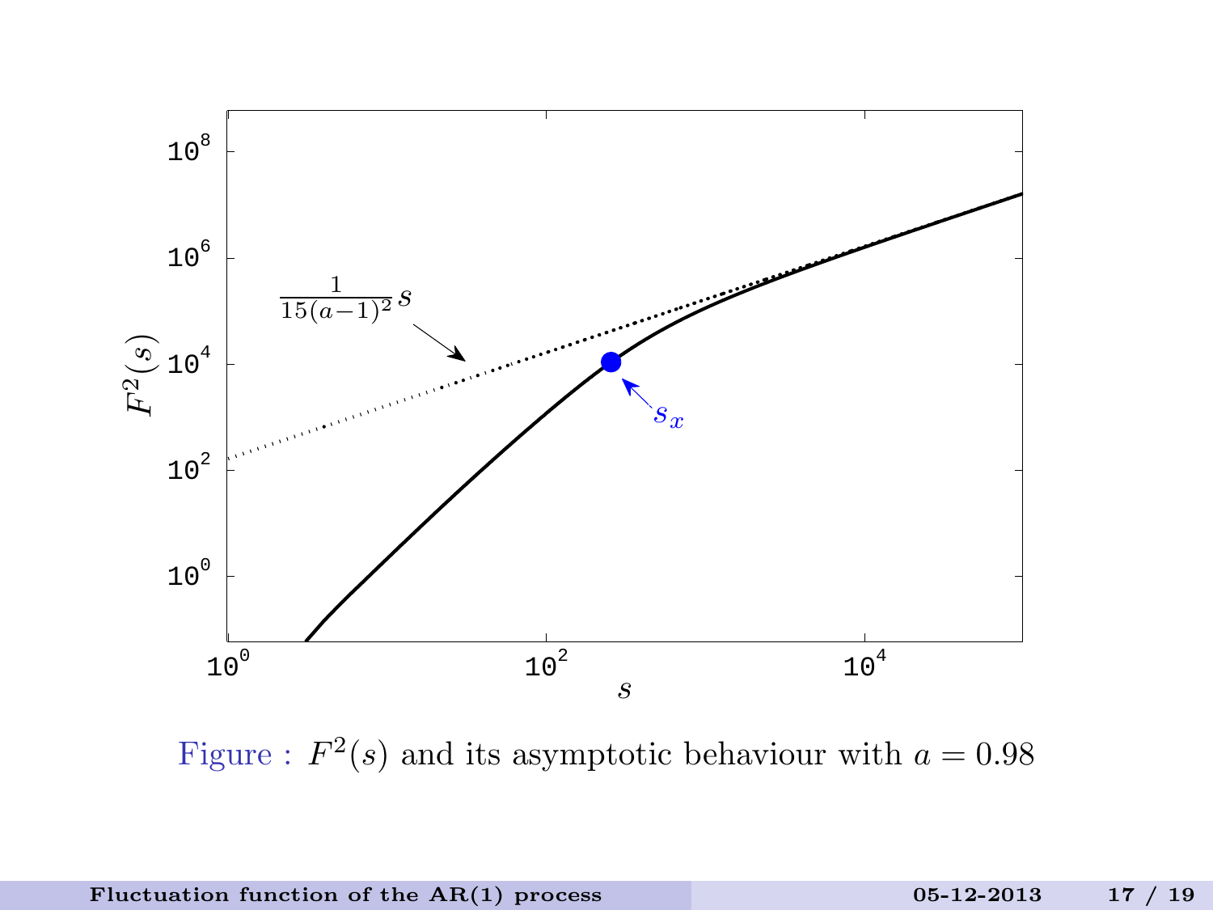Figure : $F^2(s)$ and its asymptotic behaviour with $a = 0.98$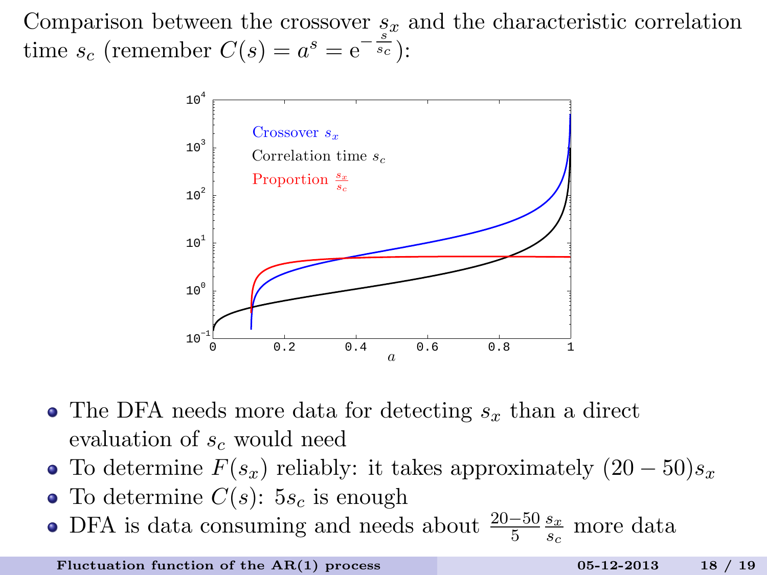Comparison between the crossover $s_x$ and the characteristic correlation time $s_c$ (remember $C(s) = a^s = \mathrm{e}^{-\frac{s}{s_c}}$):

- The DFA needs more data for detecting $s_x$ than a direct evaluation of $s_c$ would need
- To determine $F(s_x)$ reliably: it takes approximately $(20 - 50)s_x$
- To determine $C(s)$: $5s_c$ is enough
- DFA is data consuming and needs about $\frac{20-50}{5}\frac{s_x}{s_c}$ more data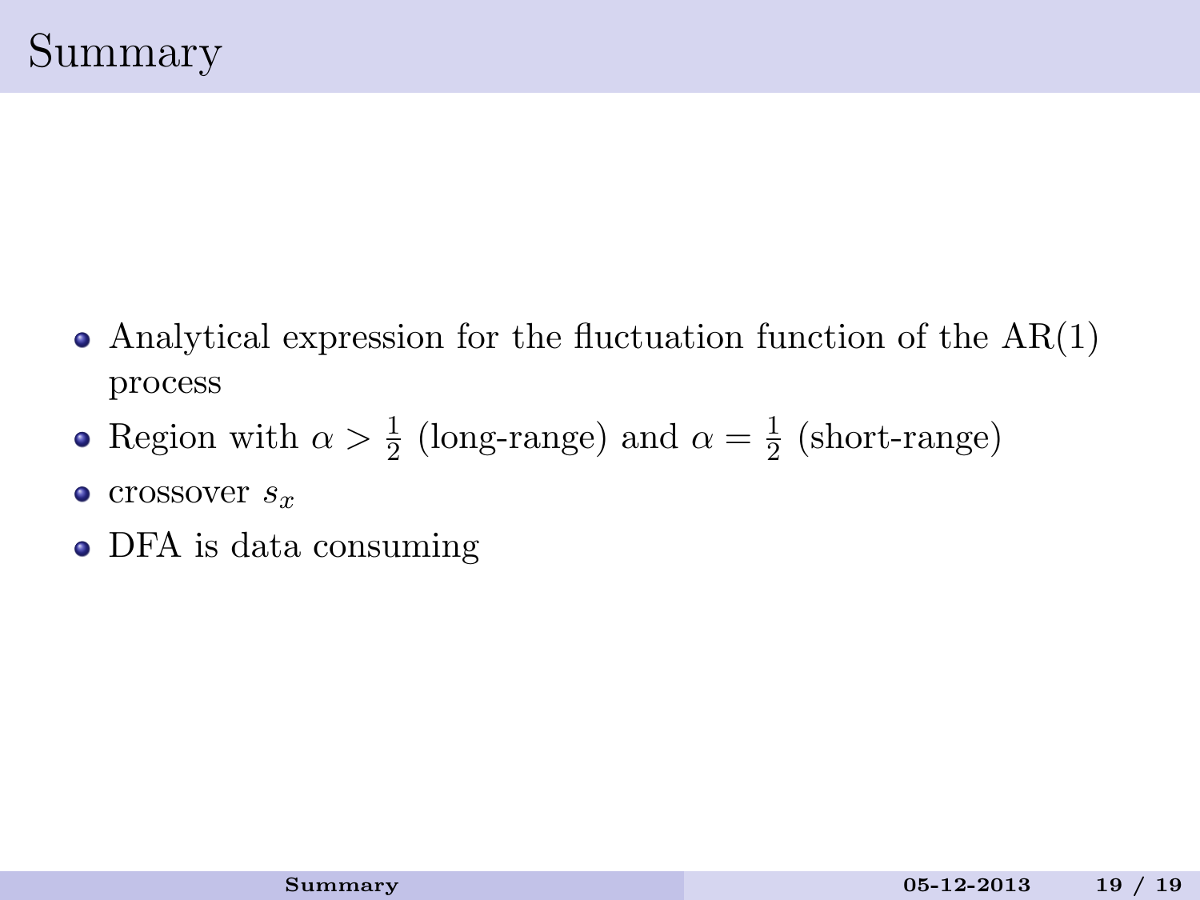# Summary

- Analytical expression for the fluctuation function of the AR(1) process
- Region with $\alpha > \frac{1}{2}$ (long-range) and $\alpha = \frac{1}{2}$ (short-range)
- crossover $s_x$
- DFA is data consuming